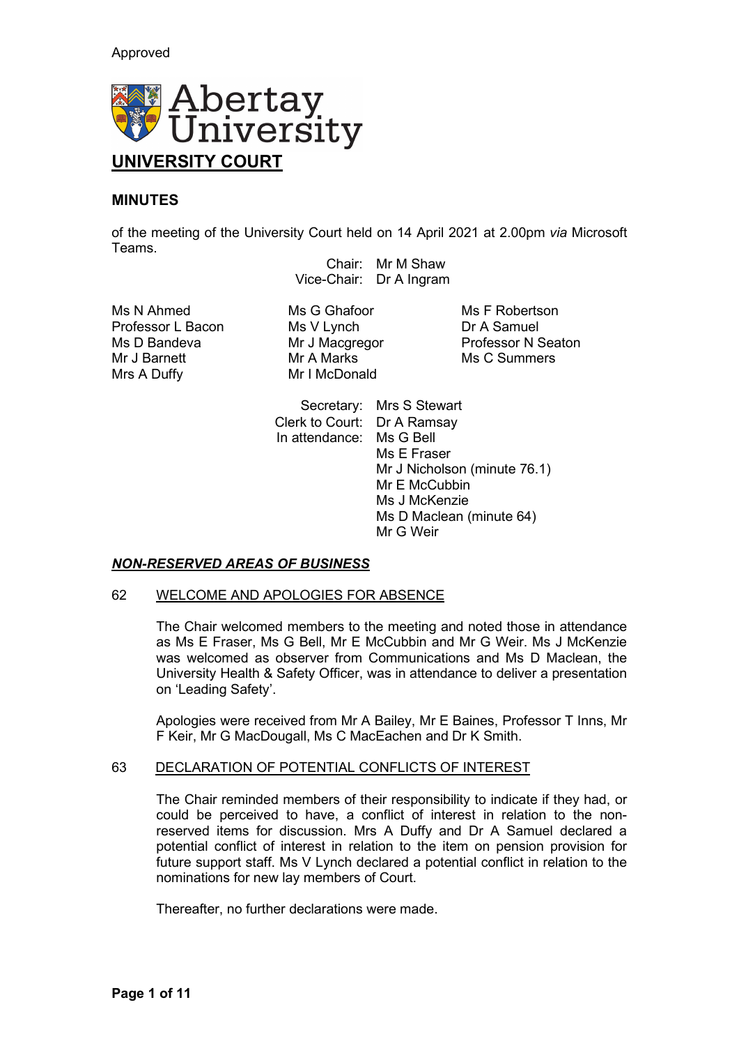Approved

Abertay University

# UNIVERSITY COURT

## MINUTES

of the meeting of the University Court held on 14 April 2021 at 2.00pm *via* Microsoft Teams.

Chair: Mr M Shaw
Vice-Chair: Dr A Ingram

Ms N Ahmed
Professor L Bacon
Ms D Bandeva
Mr J Barnett
Mrs A Duffy
Ms G Ghafoor
Ms V Lynch
Mr J Macgregor
Mr A Marks
Mr I McDonald
Ms F Robertson
Dr A Samuel
Professor N Seaton
Ms C Summers

Secretary: Mrs S Stewart
Clerk to Court: Dr A Ramsay
In attendance: Ms G Bell
Ms E Fraser
Mr J Nicholson (minute 76.1)
Mr E McCubbin
Ms J McKenzie
Ms D Maclean (minute 64)
Mr G Weir

## ***NON-RESERVED AREAS OF BUSINESS***

### 62 WELCOME AND APOLOGIES FOR ABSENCE

The Chair welcomed members to the meeting and noted those in attendance as Ms E Fraser, Ms G Bell, Mr E McCubbin and Mr G Weir. Ms J McKenzie was welcomed as observer from Communications and Ms D Maclean, the University Health & Safety Officer, was in attendance to deliver a presentation on 'Leading Safety'.

Apologies were received from Mr A Bailey, Mr E Baines, Professor T Inns, Mr F Keir, Mr G MacDougall, Ms C MacEachen and Dr K Smith.

### 63 DECLARATION OF POTENTIAL CONFLICTS OF INTEREST

The Chair reminded members of their responsibility to indicate if they had, or could be perceived to have, a conflict of interest in relation to the non-reserved items for discussion. Mrs A Duffy and Dr A Samuel declared a potential conflict of interest in relation to the item on pension provision for future support staff. Ms V Lynch declared a potential conflict in relation to the nominations for new lay members of Court.

Thereafter, no further declarations were made.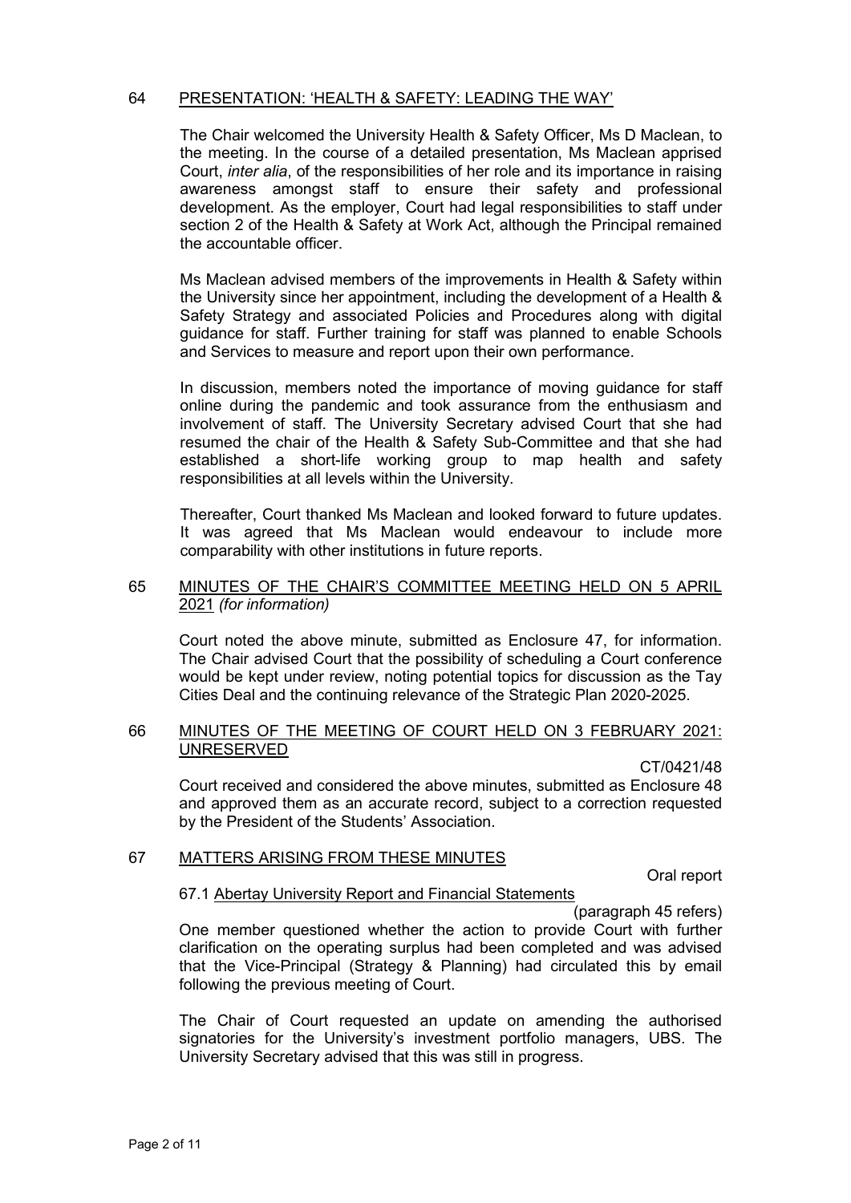## 64 PRESENTATION: 'HEALTH & SAFETY: LEADING THE WAY'

The Chair welcomed the University Health & Safety Officer, Ms D Maclean, to the meeting. In the course of a detailed presentation, Ms Maclean apprised Court, *inter alia*, of the responsibilities of her role and its importance in raising awareness amongst staff to ensure their safety and professional development. As the employer, Court had legal responsibilities to staff under section 2 of the Health & Safety at Work Act, although the Principal remained the accountable officer.

Ms Maclean advised members of the improvements in Health & Safety within the University since her appointment, including the development of a Health & Safety Strategy and associated Policies and Procedures along with digital guidance for staff. Further training for staff was planned to enable Schools and Services to measure and report upon their own performance.

In discussion, members noted the importance of moving guidance for staff online during the pandemic and took assurance from the enthusiasm and involvement of staff. The University Secretary advised Court that she had resumed the chair of the Health & Safety Sub-Committee and that she had established a short-life working group to map health and safety responsibilities at all levels within the University.

Thereafter, Court thanked Ms Maclean and looked forward to future updates. It was agreed that Ms Maclean would endeavour to include more comparability with other institutions in future reports.

## 65 MINUTES OF THE CHAIR'S COMMITTEE MEETING HELD ON 5 APRIL 2021 *(for information)*

Court noted the above minute, submitted as Enclosure 47, for information. The Chair advised Court that the possibility of scheduling a Court conference would be kept under review, noting potential topics for discussion as the Tay Cities Deal and the continuing relevance of the Strategic Plan 2020-2025.

## 66 MINUTES OF THE MEETING OF COURT HELD ON 3 FEBRUARY 2021: UNRESERVED

CT/0421/48

Court received and considered the above minutes, submitted as Enclosure 48 and approved them as an accurate record, subject to a correction requested by the President of the Students' Association.

## 67 MATTERS ARISING FROM THESE MINUTES

Oral report

### 67.1 Abertay University Report and Financial Statements

(paragraph 45 refers)

One member questioned whether the action to provide Court with further clarification on the operating surplus had been completed and was advised that the Vice-Principal (Strategy & Planning) had circulated this by email following the previous meeting of Court.

The Chair of Court requested an update on amending the authorised signatories for the University's investment portfolio managers, UBS. The University Secretary advised that this was still in progress.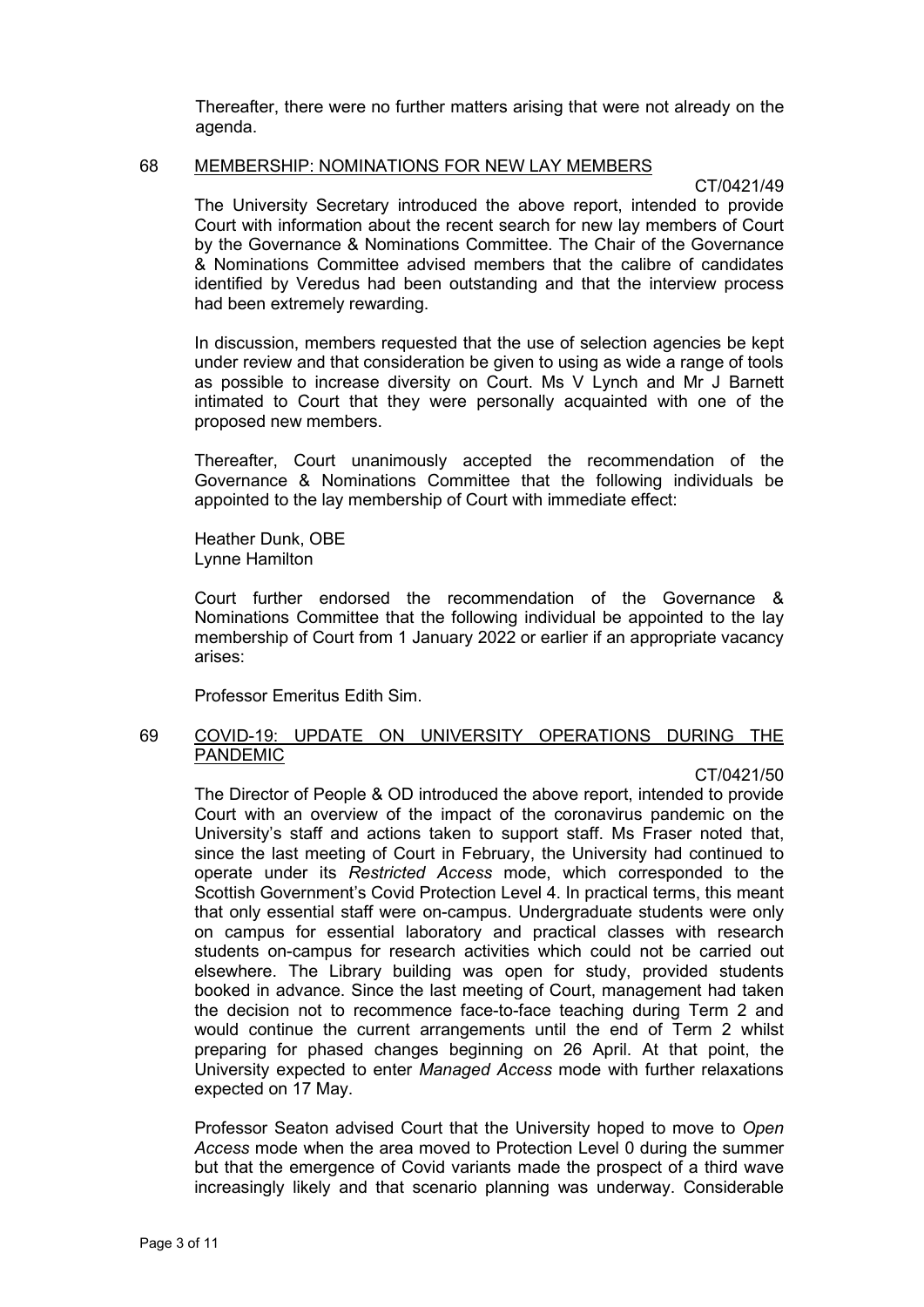Thereafter, there were no further matters arising that were not already on the agenda.

## 68 MEMBERSHIP: NOMINATIONS FOR NEW LAY MEMBERS

CT/0421/49

The University Secretary introduced the above report, intended to provide Court with information about the recent search for new lay members of Court by the Governance & Nominations Committee. The Chair of the Governance & Nominations Committee advised members that the calibre of candidates identified by Veredus had been outstanding and that the interview process had been extremely rewarding.

In discussion, members requested that the use of selection agencies be kept under review and that consideration be given to using as wide a range of tools as possible to increase diversity on Court. Ms V Lynch and Mr J Barnett intimated to Court that they were personally acquainted with one of the proposed new members.

Thereafter, Court unanimously accepted the recommendation of the Governance & Nominations Committee that the following individuals be appointed to the lay membership of Court with immediate effect:

Heather Dunk, OBE
Lynne Hamilton

Court further endorsed the recommendation of the Governance & Nominations Committee that the following individual be appointed to the lay membership of Court from 1 January 2022 or earlier if an appropriate vacancy arises:

Professor Emeritus Edith Sim.

## 69 COVID-19: UPDATE ON UNIVERSITY OPERATIONS DURING THE PANDEMIC

CT/0421/50

The Director of People & OD introduced the above report, intended to provide Court with an overview of the impact of the coronavirus pandemic on the University's staff and actions taken to support staff. Ms Fraser noted that, since the last meeting of Court in February, the University had continued to operate under its *Restricted Access* mode, which corresponded to the Scottish Government's Covid Protection Level 4. In practical terms, this meant that only essential staff were on-campus. Undergraduate students were only on campus for essential laboratory and practical classes with research students on-campus for research activities which could not be carried out elsewhere. The Library building was open for study, provided students booked in advance. Since the last meeting of Court, management had taken the decision not to recommence face-to-face teaching during Term 2 and would continue the current arrangements until the end of Term 2 whilst preparing for phased changes beginning on 26 April. At that point, the University expected to enter *Managed Access* mode with further relaxations expected on 17 May.

Professor Seaton advised Court that the University hoped to move to *Open Access* mode when the area moved to Protection Level 0 during the summer but that the emergence of Covid variants made the prospect of a third wave increasingly likely and that scenario planning was underway. Considerable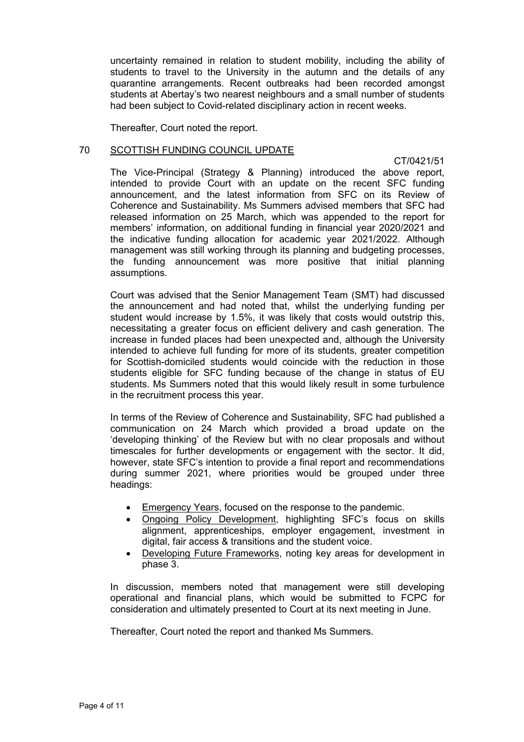uncertainty remained in relation to student mobility, including the ability of students to travel to the University in the autumn and the details of any quarantine arrangements. Recent outbreaks had been recorded amongst students at Abertay's two nearest neighbours and a small number of students had been subject to Covid-related disciplinary action in recent weeks.

Thereafter, Court noted the report.

## 70 SCOTTISH FUNDING COUNCIL UPDATE

CT/0421/51

The Vice-Principal (Strategy & Planning) introduced the above report, intended to provide Court with an update on the recent SFC funding announcement, and the latest information from SFC on its Review of Coherence and Sustainability. Ms Summers advised members that SFC had released information on 25 March, which was appended to the report for members' information, on additional funding in financial year 2020/2021 and the indicative funding allocation for academic year 2021/2022. Although management was still working through its planning and budgeting processes, the funding announcement was more positive that initial planning assumptions.

Court was advised that the Senior Management Team (SMT) had discussed the announcement and had noted that, whilst the underlying funding per student would increase by 1.5%, it was likely that costs would outstrip this, necessitating a greater focus on efficient delivery and cash generation. The increase in funded places had been unexpected and, although the University intended to achieve full funding for more of its students, greater competition for Scottish-domiciled students would coincide with the reduction in those students eligible for SFC funding because of the change in status of EU students. Ms Summers noted that this would likely result in some turbulence in the recruitment process this year.

In terms of the Review of Coherence and Sustainability, SFC had published a communication on 24 March which provided a broad update on the 'developing thinking' of the Review but with no clear proposals and without timescales for further developments or engagement with the sector. It did, however, state SFC's intention to provide a final report and recommendations during summer 2021, where priorities would be grouped under three headings:

- Emergency Years, focused on the response to the pandemic.
- Ongoing Policy Development, highlighting SFC's focus on skills alignment, apprenticeships, employer engagement, investment in digital, fair access & transitions and the student voice.
- Developing Future Frameworks, noting key areas for development in phase 3.

In discussion, members noted that management were still developing operational and financial plans, which would be submitted to FCPC for consideration and ultimately presented to Court at its next meeting in June.

Thereafter, Court noted the report and thanked Ms Summers.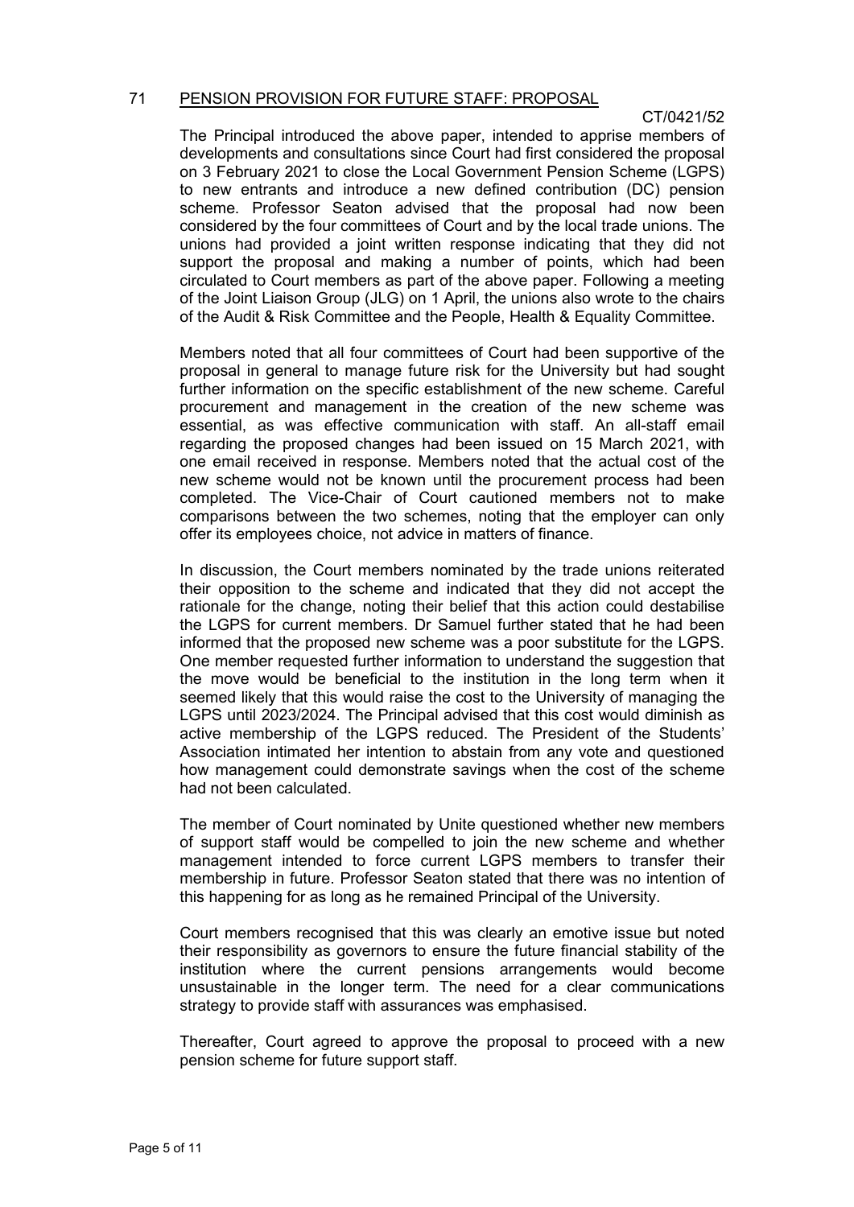## 71 PENSION PROVISION FOR FUTURE STAFF: PROPOSAL

CT/0421/52

The Principal introduced the above paper, intended to apprise members of developments and consultations since Court had first considered the proposal on 3 February 2021 to close the Local Government Pension Scheme (LGPS) to new entrants and introduce a new defined contribution (DC) pension scheme. Professor Seaton advised that the proposal had now been considered by the four committees of Court and by the local trade unions. The unions had provided a joint written response indicating that they did not support the proposal and making a number of points, which had been circulated to Court members as part of the above paper. Following a meeting of the Joint Liaison Group (JLG) on 1 April, the unions also wrote to the chairs of the Audit & Risk Committee and the People, Health & Equality Committee.

Members noted that all four committees of Court had been supportive of the proposal in general to manage future risk for the University but had sought further information on the specific establishment of the new scheme. Careful procurement and management in the creation of the new scheme was essential, as was effective communication with staff. An all-staff email regarding the proposed changes had been issued on 15 March 2021, with one email received in response. Members noted that the actual cost of the new scheme would not be known until the procurement process had been completed. The Vice-Chair of Court cautioned members not to make comparisons between the two schemes, noting that the employer can only offer its employees choice, not advice in matters of finance.

In discussion, the Court members nominated by the trade unions reiterated their opposition to the scheme and indicated that they did not accept the rationale for the change, noting their belief that this action could destabilise the LGPS for current members. Dr Samuel further stated that he had been informed that the proposed new scheme was a poor substitute for the LGPS. One member requested further information to understand the suggestion that the move would be beneficial to the institution in the long term when it seemed likely that this would raise the cost to the University of managing the LGPS until 2023/2024. The Principal advised that this cost would diminish as active membership of the LGPS reduced. The President of the Students' Association intimated her intention to abstain from any vote and questioned how management could demonstrate savings when the cost of the scheme had not been calculated.

The member of Court nominated by Unite questioned whether new members of support staff would be compelled to join the new scheme and whether management intended to force current LGPS members to transfer their membership in future. Professor Seaton stated that there was no intention of this happening for as long as he remained Principal of the University.

Court members recognised that this was clearly an emotive issue but noted their responsibility as governors to ensure the future financial stability of the institution where the current pensions arrangements would become unsustainable in the longer term. The need for a clear communications strategy to provide staff with assurances was emphasised.

Thereafter, Court agreed to approve the proposal to proceed with a new pension scheme for future support staff.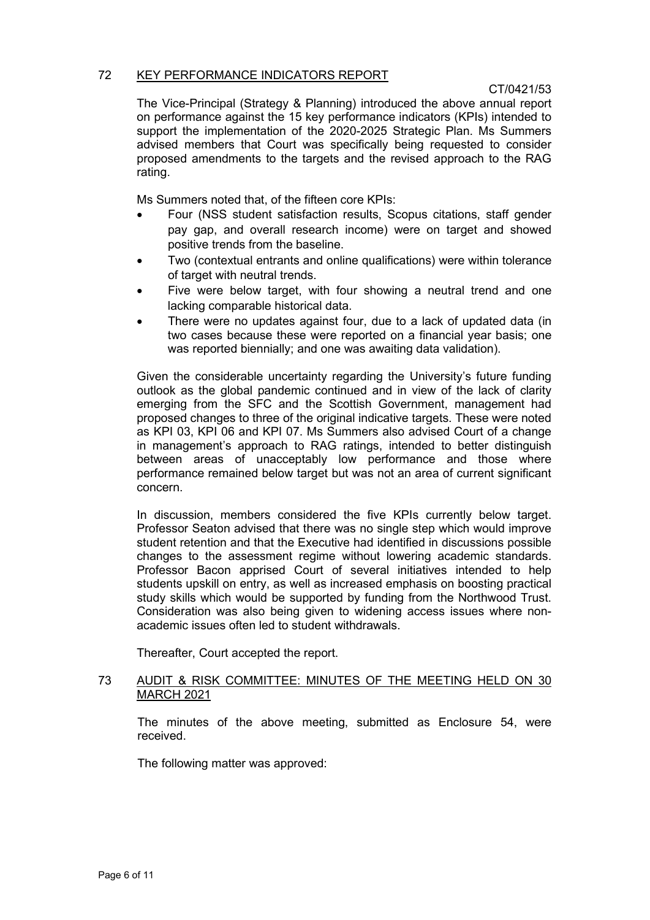## 72 KEY PERFORMANCE INDICATORS REPORT

CT/0421/53

The Vice-Principal (Strategy & Planning) introduced the above annual report on performance against the 15 key performance indicators (KPIs) intended to support the implementation of the 2020-2025 Strategic Plan. Ms Summers advised members that Court was specifically being requested to consider proposed amendments to the targets and the revised approach to the RAG rating.

Ms Summers noted that, of the fifteen core KPIs:

- Four (NSS student satisfaction results, Scopus citations, staff gender pay gap, and overall research income) were on target and showed positive trends from the baseline.
- Two (contextual entrants and online qualifications) were within tolerance of target with neutral trends.
- Five were below target, with four showing a neutral trend and one lacking comparable historical data.
- There were no updates against four, due to a lack of updated data (in two cases because these were reported on a financial year basis; one was reported biennially; and one was awaiting data validation).

Given the considerable uncertainty regarding the University's future funding outlook as the global pandemic continued and in view of the lack of clarity emerging from the SFC and the Scottish Government, management had proposed changes to three of the original indicative targets. These were noted as KPI 03, KPI 06 and KPI 07. Ms Summers also advised Court of a change in management's approach to RAG ratings, intended to better distinguish between areas of unacceptably low performance and those where performance remained below target but was not an area of current significant concern.

In discussion, members considered the five KPIs currently below target. Professor Seaton advised that there was no single step which would improve student retention and that the Executive had identified in discussions possible changes to the assessment regime without lowering academic standards. Professor Bacon apprised Court of several initiatives intended to help students upskill on entry, as well as increased emphasis on boosting practical study skills which would be supported by funding from the Northwood Trust. Consideration was also being given to widening access issues where non-academic issues often led to student withdrawals.

Thereafter, Court accepted the report.

## 73 AUDIT & RISK COMMITTEE: MINUTES OF THE MEETING HELD ON 30 MARCH 2021

The minutes of the above meeting, submitted as Enclosure 54, were received.

The following matter was approved: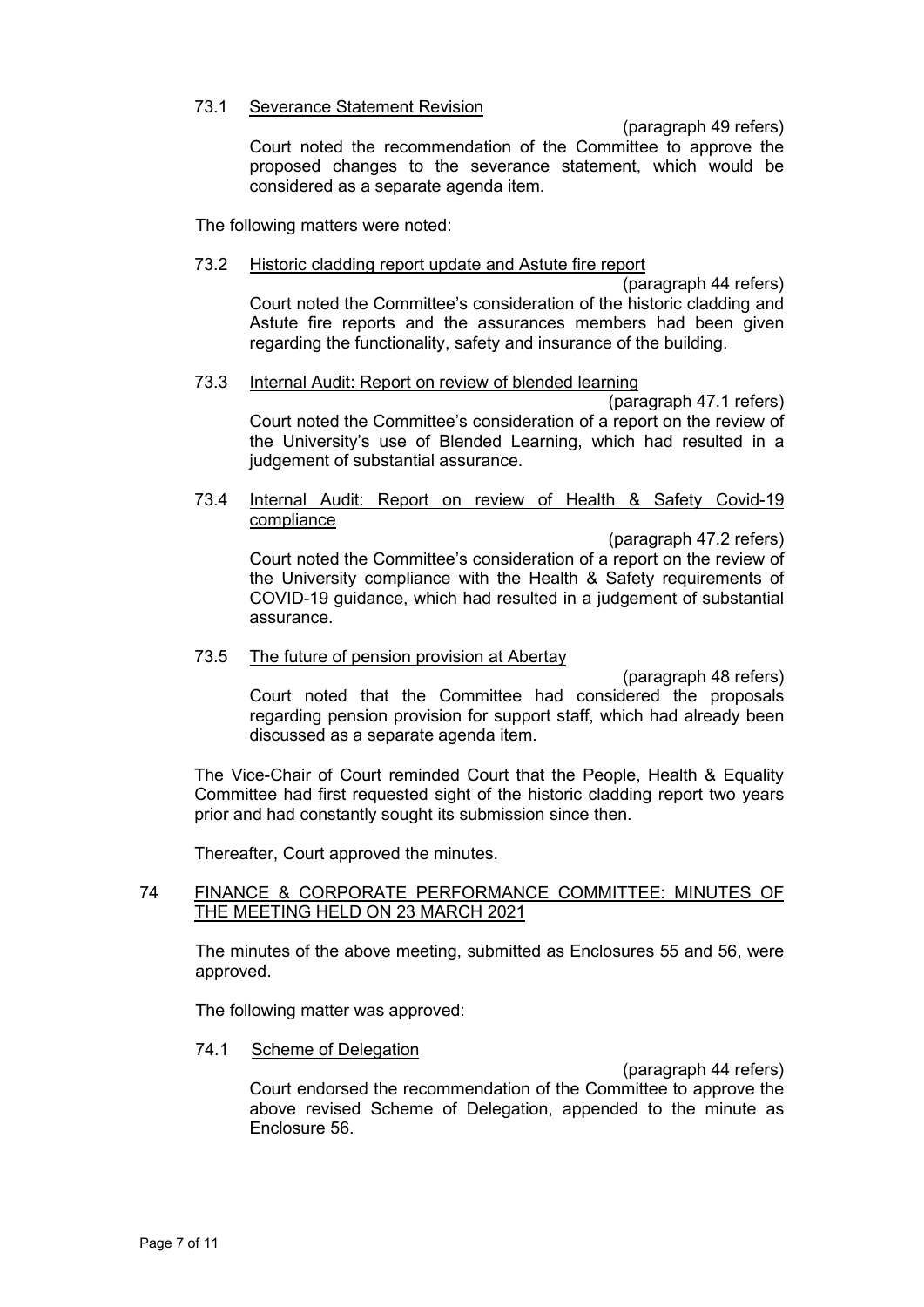73.1 Severance Statement Revision

(paragraph 49 refers)

Court noted the recommendation of the Committee to approve the proposed changes to the severance statement, which would be considered as a separate agenda item.

The following matters were noted:

73.2 Historic cladding report update and Astute fire report

(paragraph 44 refers)

Court noted the Committee's consideration of the historic cladding and Astute fire reports and the assurances members had been given regarding the functionality, safety and insurance of the building.

73.3 Internal Audit: Report on review of blended learning

(paragraph 47.1 refers)

Court noted the Committee's consideration of a report on the review of the University's use of Blended Learning, which had resulted in a judgement of substantial assurance.

73.4 Internal Audit: Report on review of Health & Safety Covid-19 compliance

(paragraph 47.2 refers)

Court noted the Committee's consideration of a report on the review of the University compliance with the Health & Safety requirements of COVID-19 guidance, which had resulted in a judgement of substantial assurance.

73.5 The future of pension provision at Abertay

(paragraph 48 refers)

Court noted that the Committee had considered the proposals regarding pension provision for support staff, which had already been discussed as a separate agenda item.

The Vice-Chair of Court reminded Court that the People, Health & Equality Committee had first requested sight of the historic cladding report two years prior and had constantly sought its submission since then.

Thereafter, Court approved the minutes.

## 74 FINANCE & CORPORATE PERFORMANCE COMMITTEE: MINUTES OF THE MEETING HELD ON 23 MARCH 2021

The minutes of the above meeting, submitted as Enclosures 55 and 56, were approved.

The following matter was approved:

74.1 Scheme of Delegation

(paragraph 44 refers)

Court endorsed the recommendation of the Committee to approve the above revised Scheme of Delegation, appended to the minute as Enclosure 56.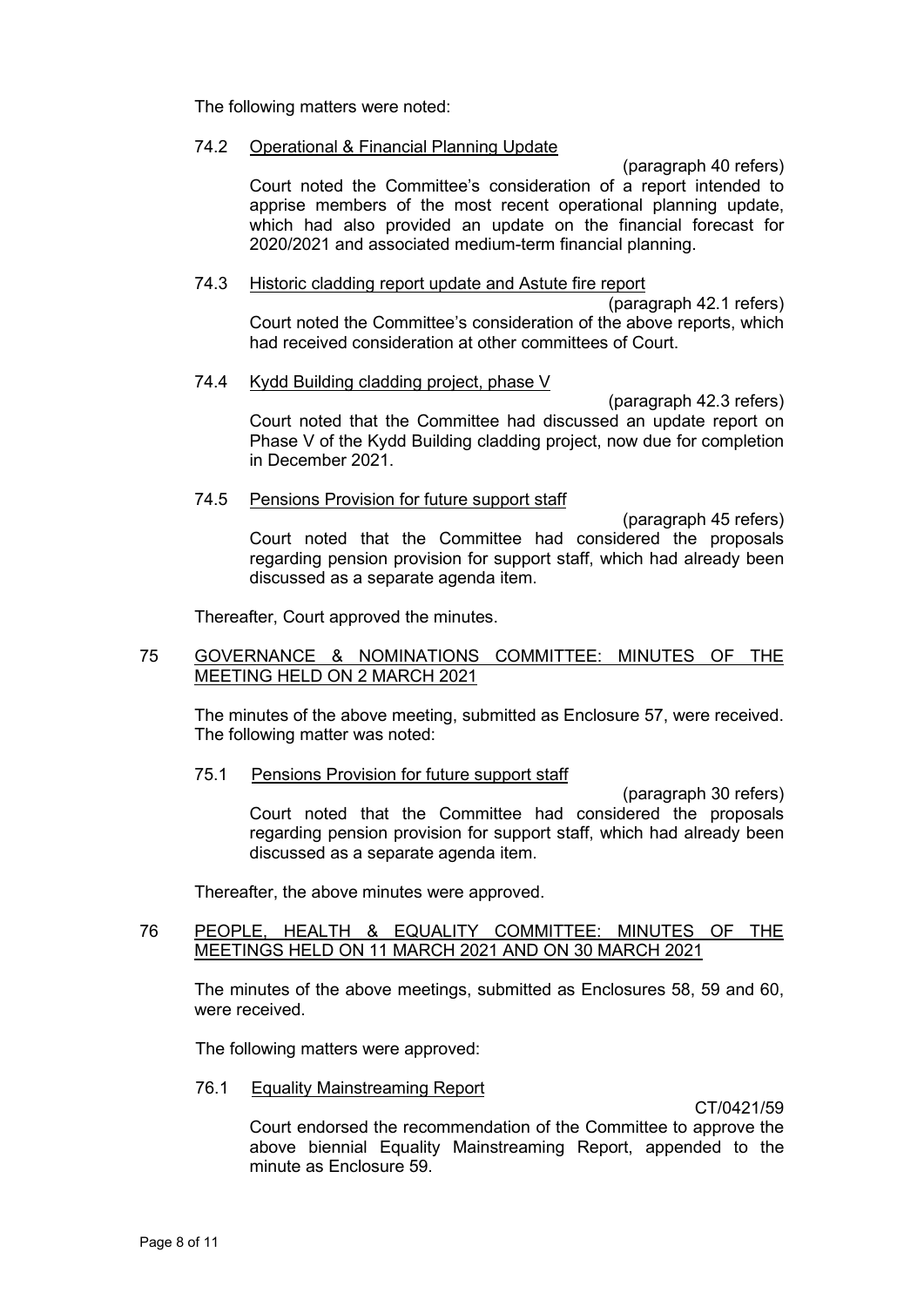The following matters were noted:

74.2 Operational & Financial Planning Update

(paragraph 40 refers)

Court noted the Committee's consideration of a report intended to apprise members of the most recent operational planning update, which had also provided an update on the financial forecast for 2020/2021 and associated medium-term financial planning.

74.3 Historic cladding report update and Astute fire report

(paragraph 42.1 refers)

Court noted the Committee's consideration of the above reports, which had received consideration at other committees of Court.

74.4 Kydd Building cladding project, phase V

(paragraph 42.3 refers)

Court noted that the Committee had discussed an update report on Phase V of the Kydd Building cladding project, now due for completion in December 2021.

74.5 Pensions Provision for future support staff

(paragraph 45 refers)

Court noted that the Committee had considered the proposals regarding pension provision for support staff, which had already been discussed as a separate agenda item.

Thereafter, Court approved the minutes.

## 75 GOVERNANCE & NOMINATIONS COMMITTEE: MINUTES OF THE MEETING HELD ON 2 MARCH 2021

The minutes of the above meeting, submitted as Enclosure 57, were received. The following matter was noted:

75.1 Pensions Provision for future support staff

(paragraph 30 refers)

Court noted that the Committee had considered the proposals regarding pension provision for support staff, which had already been discussed as a separate agenda item.

Thereafter, the above minutes were approved.

## 76 PEOPLE, HEALTH & EQUALITY COMMITTEE: MINUTES OF THE MEETINGS HELD ON 11 MARCH 2021 AND ON 30 MARCH 2021

The minutes of the above meetings, submitted as Enclosures 58, 59 and 60, were received.

The following matters were approved:

76.1 Equality Mainstreaming Report

CT/0421/59

Court endorsed the recommendation of the Committee to approve the above biennial Equality Mainstreaming Report, appended to the minute as Enclosure 59.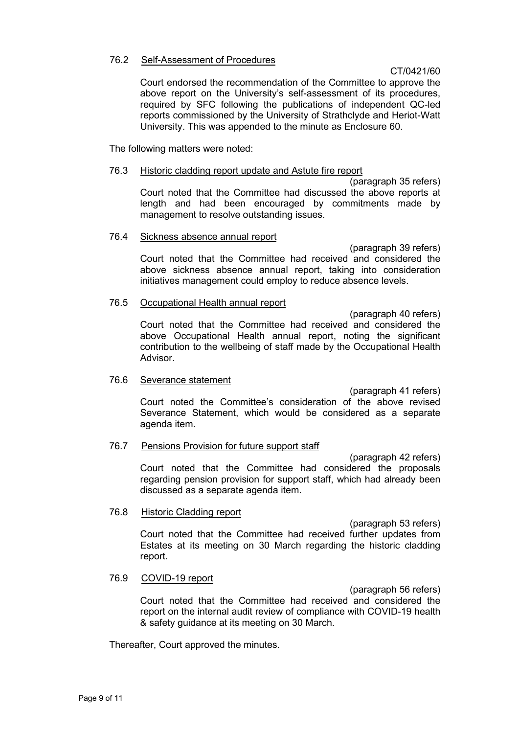76.2 <u>Self-Assessment of Procedures</u>

CT/0421/60

Court endorsed the recommendation of the Committee to approve the above report on the University's self-assessment of its procedures, required by SFC following the publications of independent QC-led reports commissioned by the University of Strathclyde and Heriot-Watt University. This was appended to the minute as Enclosure 60.

The following matters were noted:

76.3 <u>Historic cladding report update and Astute fire report</u>

(paragraph 35 refers)

Court noted that the Committee had discussed the above reports at length and had been encouraged by commitments made by management to resolve outstanding issues.

76.4 <u>Sickness absence annual report</u>

(paragraph 39 refers)

Court noted that the Committee had received and considered the above sickness absence annual report, taking into consideration initiatives management could employ to reduce absence levels.

76.5 <u>Occupational Health annual report</u>

(paragraph 40 refers)

Court noted that the Committee had received and considered the above Occupational Health annual report, noting the significant contribution to the wellbeing of staff made by the Occupational Health Advisor.

76.6 <u>Severance statement</u>

(paragraph 41 refers)

Court noted the Committee's consideration of the above revised Severance Statement, which would be considered as a separate agenda item.

76.7 <u>Pensions Provision for future support staff</u>

(paragraph 42 refers)

Court noted that the Committee had considered the proposals regarding pension provision for support staff, which had already been discussed as a separate agenda item.

76.8 <u>Historic Cladding report</u>

(paragraph 53 refers)

Court noted that the Committee had received further updates from Estates at its meeting on 30 March regarding the historic cladding report.

76.9 <u>COVID-19 report</u>

(paragraph 56 refers)

Court noted that the Committee had received and considered the report on the internal audit review of compliance with COVID-19 health & safety guidance at its meeting on 30 March.

Thereafter, Court approved the minutes.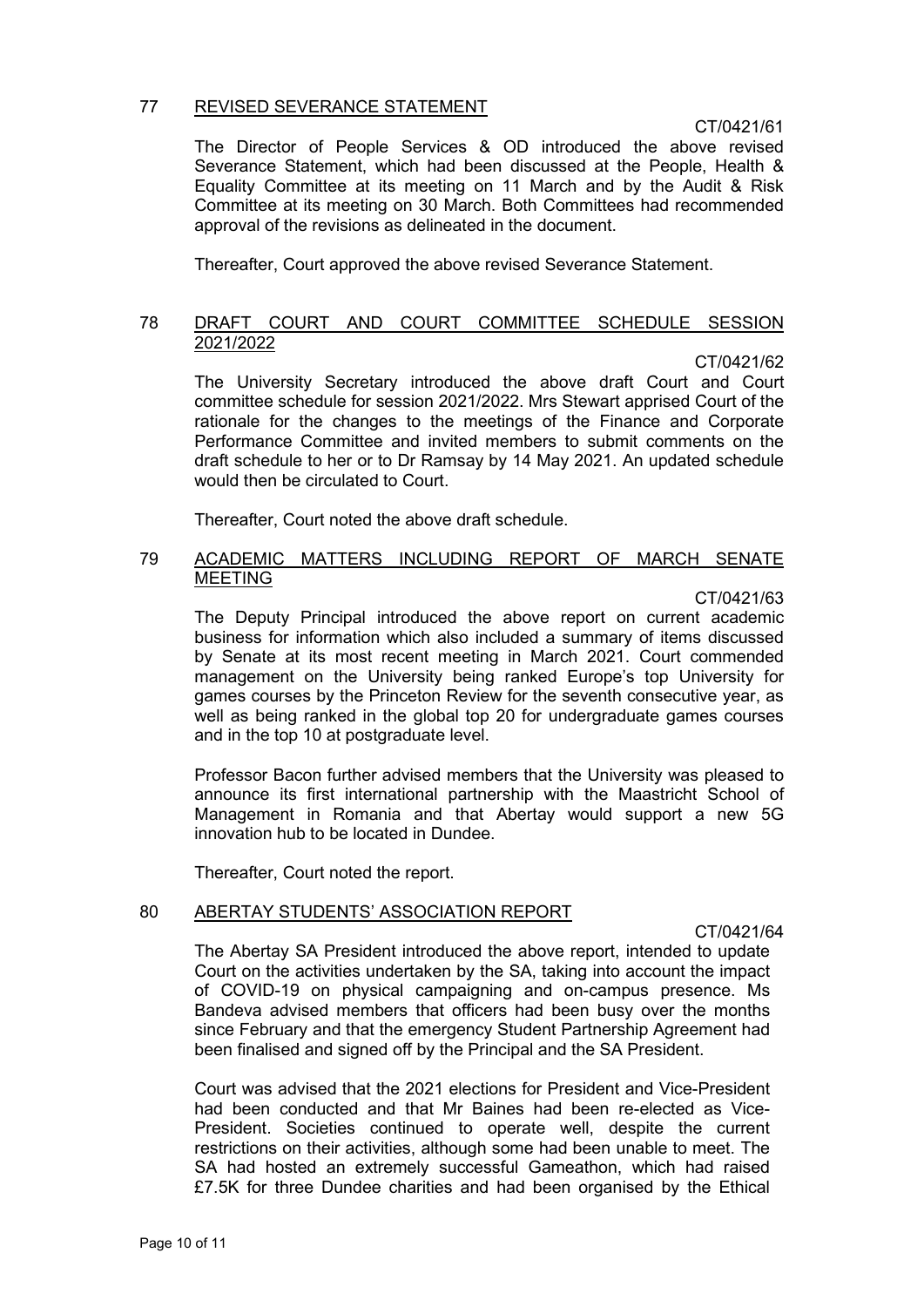## 77 REVISED SEVERANCE STATEMENT

CT/0421/61

The Director of People Services & OD introduced the above revised Severance Statement, which had been discussed at the People, Health & Equality Committee at its meeting on 11 March and by the Audit & Risk Committee at its meeting on 30 March. Both Committees had recommended approval of the revisions as delineated in the document.

Thereafter, Court approved the above revised Severance Statement.

## 78 DRAFT COURT AND COURT COMMITTEE SCHEDULE SESSION 2021/2022

CT/0421/62

The University Secretary introduced the above draft Court and Court committee schedule for session 2021/2022. Mrs Stewart apprised Court of the rationale for the changes to the meetings of the Finance and Corporate Performance Committee and invited members to submit comments on the draft schedule to her or to Dr Ramsay by 14 May 2021. An updated schedule would then be circulated to Court.

Thereafter, Court noted the above draft schedule.

## 79 ACADEMIC MATTERS INCLUDING REPORT OF MARCH SENATE MEETING

CT/0421/63

The Deputy Principal introduced the above report on current academic business for information which also included a summary of items discussed by Senate at its most recent meeting in March 2021. Court commended management on the University being ranked Europe's top University for games courses by the Princeton Review for the seventh consecutive year, as well as being ranked in the global top 20 for undergraduate games courses and in the top 10 at postgraduate level.

Professor Bacon further advised members that the University was pleased to announce its first international partnership with the Maastricht School of Management in Romania and that Abertay would support a new 5G innovation hub to be located in Dundee.

Thereafter, Court noted the report.

## 80 ABERTAY STUDENTS' ASSOCIATION REPORT

CT/0421/64

The Abertay SA President introduced the above report, intended to update Court on the activities undertaken by the SA, taking into account the impact of COVID-19 on physical campaigning and on-campus presence. Ms Bandeva advised members that officers had been busy over the months since February and that the emergency Student Partnership Agreement had been finalised and signed off by the Principal and the SA President.

Court was advised that the 2021 elections for President and Vice-President had been conducted and that Mr Baines had been re-elected as Vice-President. Societies continued to operate well, despite the current restrictions on their activities, although some had been unable to meet. The SA had hosted an extremely successful Gameathon, which had raised £7.5K for three Dundee charities and had been organised by the Ethical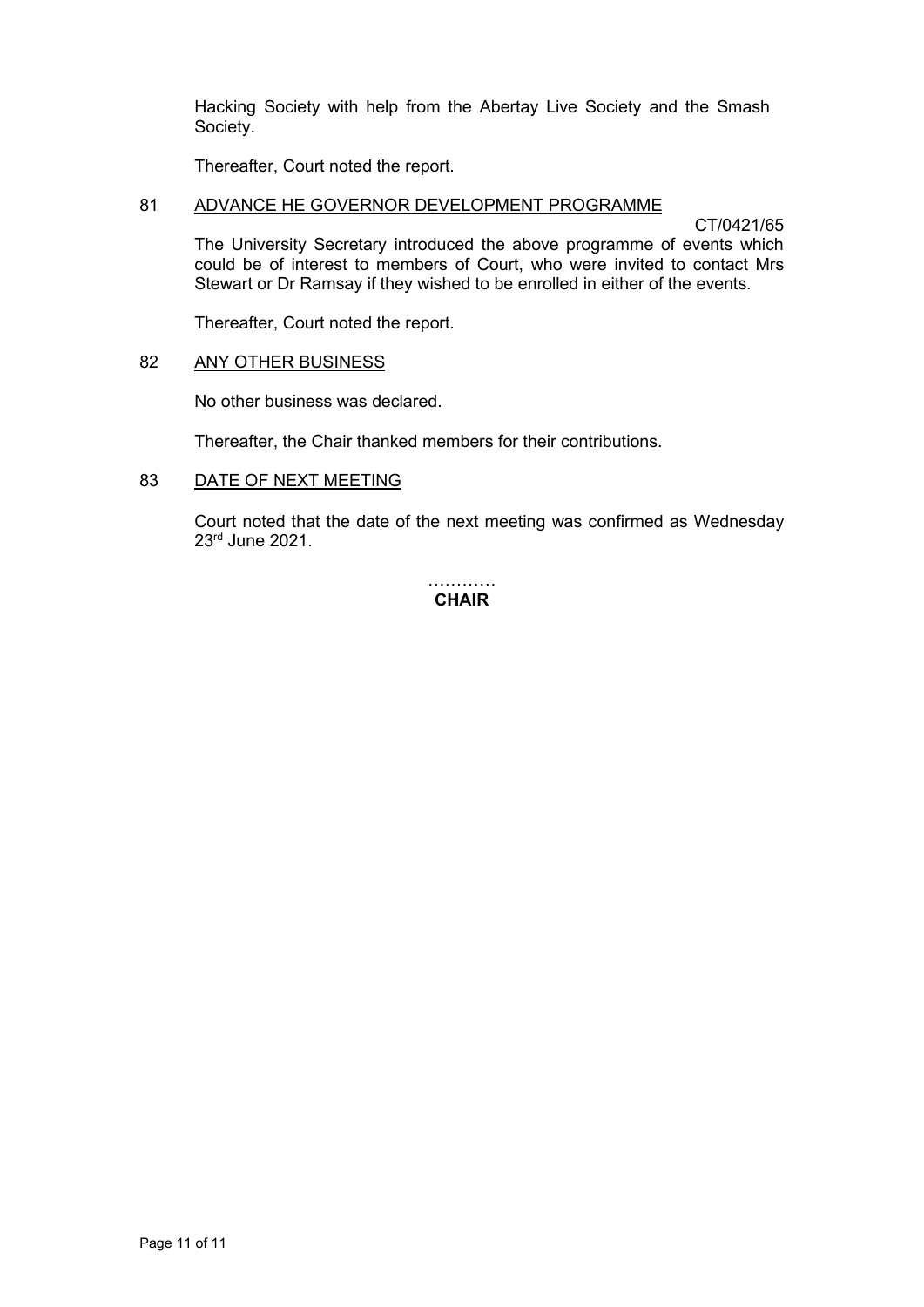Hacking Society with help from the Abertay Live Society and the Smash Society.

Thereafter, Court noted the report.

81 ADVANCE HE GOVERNOR DEVELOPMENT PROGRAMME

CT/0421/65

The University Secretary introduced the above programme of events which could be of interest to members of Court, who were invited to contact Mrs Stewart or Dr Ramsay if they wished to be enrolled in either of the events.

Thereafter, Court noted the report.

82 ANY OTHER BUSINESS

No other business was declared.

Thereafter, the Chair thanked members for their contributions.

83 DATE OF NEXT MEETING

Court noted that the date of the next meeting was confirmed as Wednesday 23rd June 2021.

…………

**CHAIR**